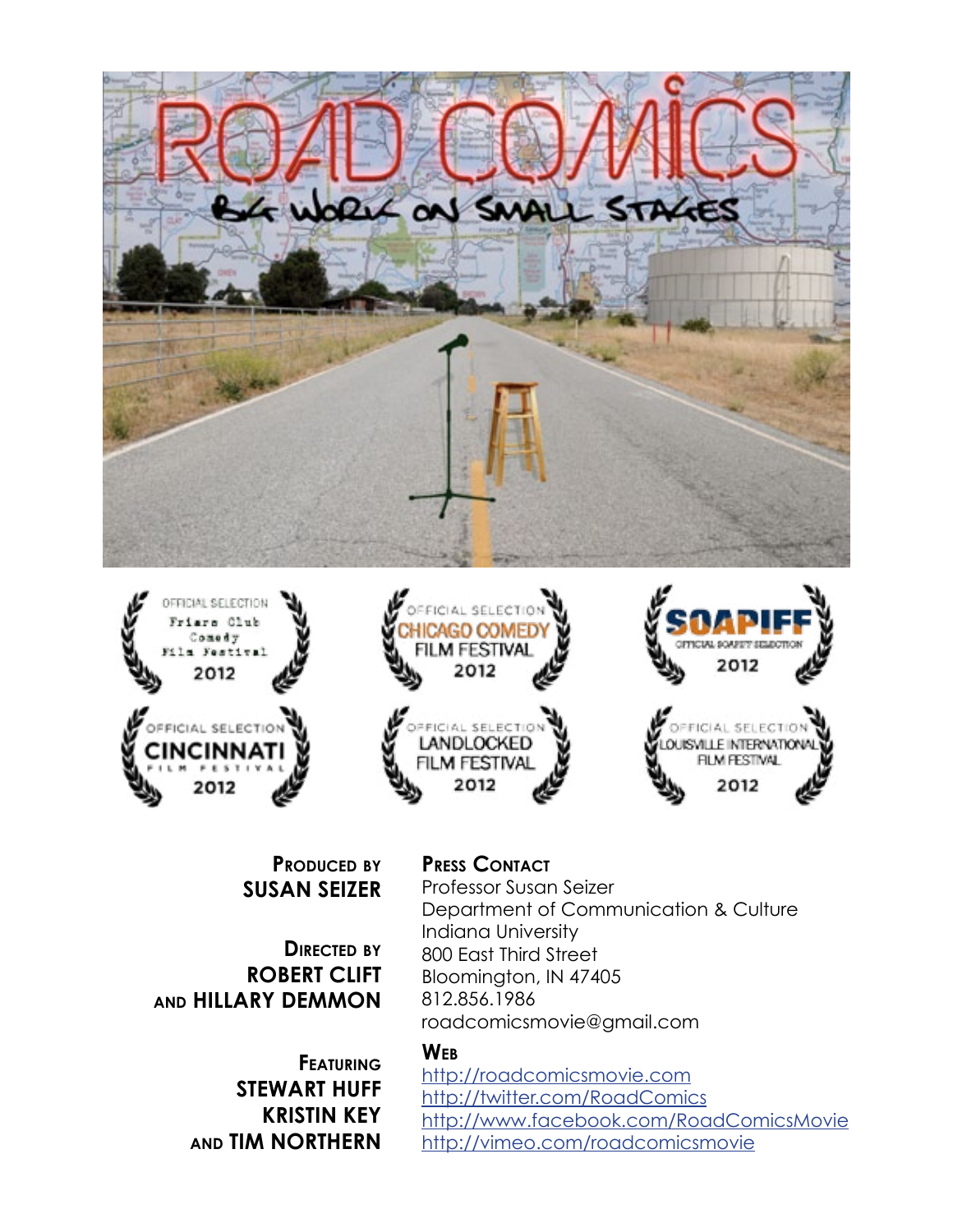# ROAD COMICS

## BIG WORK ON SMALL STAGES

OFFICIAL SELECTION Friars Club Comedy Film Festival 2012

OFFICIAL SELECTION CHICAGO COMEDY FILM FESTIVAL 2012

SOAPIFF OFFICIAL SOAPIFF SELECTION 2012

OFFICIAL SELECTION CINCINNATI FILM FESTIVAL 2012

OFFICIAL SELECTION LANDLOCKED FILM FESTIVAL 2012

OFFICIAL SELECTION LOUISVILLE INTERNATIONAL FILM FESTIVAL 2012

**PRODUCED BY**
**SUSAN SEIZER**

**DIRECTED BY**
**ROBERT CLIFT**
**AND HILLARY DEMMON**

**FEATURING**
**STEWART HUFF**
**KRISTIN KEY**
**AND TIM NORTHERN**

**PRESS CONTACT**
Professor Susan Seizer
Department of Communication & Culture
Indiana University
800 East Third Street
Bloomington, IN 47405
812.856.1986
roadcomicsmovie@gmail.com

**WEB**
http://roadcomicsmovie.com
http://twitter.com/RoadComics
http://www.facebook.com/RoadComicsMovie
http://vimeo.com/roadcomicsmovie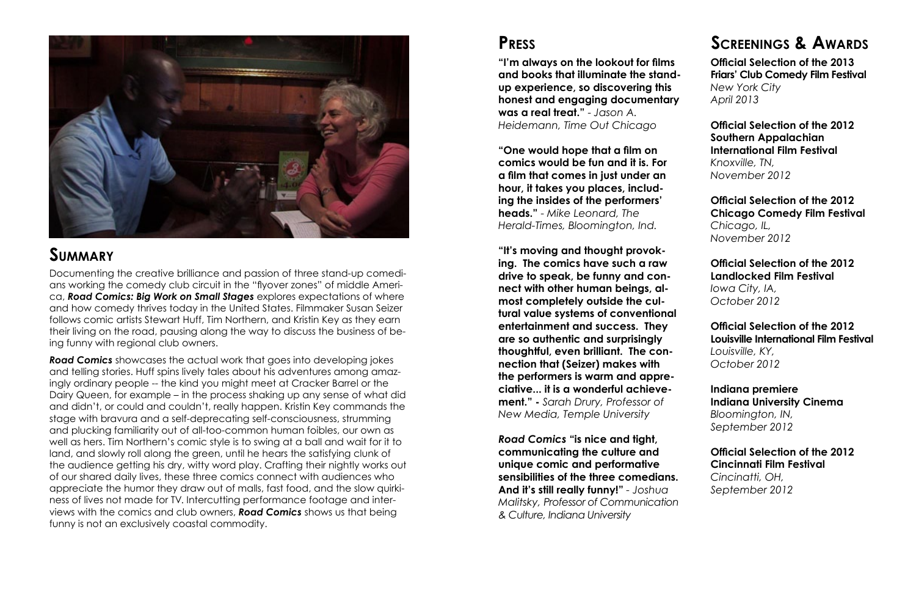## Summary

Documenting the creative brilliance and passion of three stand-up comedians working the comedy club circuit in the "flyover zones" of middle America, ***Road Comics: Big Work on Small Stages*** explores expectations of where and how comedy thrives today in the United States. Filmmaker Susan Seizer follows comic artists Stewart Huff, Tim Northern, and Kristin Key as they earn their living on the road, pausing along the way to discuss the business of being funny with regional club owners.

***Road Comics*** showcases the actual work that goes into developing jokes and telling stories. Huff spins lively tales about his adventures among amazingly ordinary people -- the kind you might meet at Cracker Barrel or the Dairy Queen, for example – in the process shaking up any sense of what did and didn't, or could and couldn't, really happen. Kristin Key commands the stage with bravura and a self-deprecating self-consciousness, strumming and plucking familiarity out of all-too-common human foibles, our own as well as hers. Tim Northern's comic style is to swing at a ball and wait for it to land, and slowly roll along the green, until he hears the satisfying clunk of the audience getting his dry, witty word play. Crafting their nightly works out of our shared daily lives, these three comics connect with audiences who appreciate the humor they draw out of malls, fast food, and the slow quirkiness of lives not made for TV. Intercutting performance footage and interviews with the comics and club owners, ***Road Comics*** shows us that being funny is not an exclusively coastal commodity.

## Press

**"I'm always on the lookout for films and books that illuminate the stand-up experience, so discovering this honest and engaging documentary was a real treat."** *- Jason A. Heidemann, Time Out Chicago*

**"One would hope that a film on comics would be fun and it is. For a film that comes in just under an hour, it takes you places, including the insides of the performers' heads."** *- Mike Leonard, The Herald-Times, Bloomington, Ind.*

**"It's moving and thought provoking. The comics have such a raw drive to speak, be funny and connect with other human beings, almost completely outside the cultural value systems of conventional entertainment and success. They are so authentic and surprisingly thoughtful, even brilliant. The connection that (Seizer) makes with the performers is warm and appreciative... it is a wonderful achievement." -** *Sarah Drury, Professor of New Media, Temple University*

***Road Comics*** **"is nice and tight, communicating the culture and unique comic and performative sensibilities of the three comedians. And it's still really funny!"** *- Joshua Malitsky, Professor of Communication & Culture, Indiana University*

## Screenings & Awards

**Official Selection of the 2013 Friars' Club Comedy Film Festival**
*New York City*
*April 2013*

**Official Selection of the 2012 Southern Appalachian International Film Festival**
*Knoxville, TN,*
*November 2012*

**Official Selection of the 2012 Chicago Comedy Film Festival**
*Chicago, IL,*
*November 2012*

**Official Selection of the 2012 Landlocked Film Festival**
*Iowa City, IA,*
*October 2012*

**Official Selection of the 2012 Louisville International Film Festival**
*Louisville, KY,*
*October 2012*

**Indiana premiere**
**Indiana University Cinema**
*Bloomington, IN,*
*September 2012*

**Official Selection of the 2012 Cincinnati Film Festival**
*Cincinatti, OH,*
*September 2012*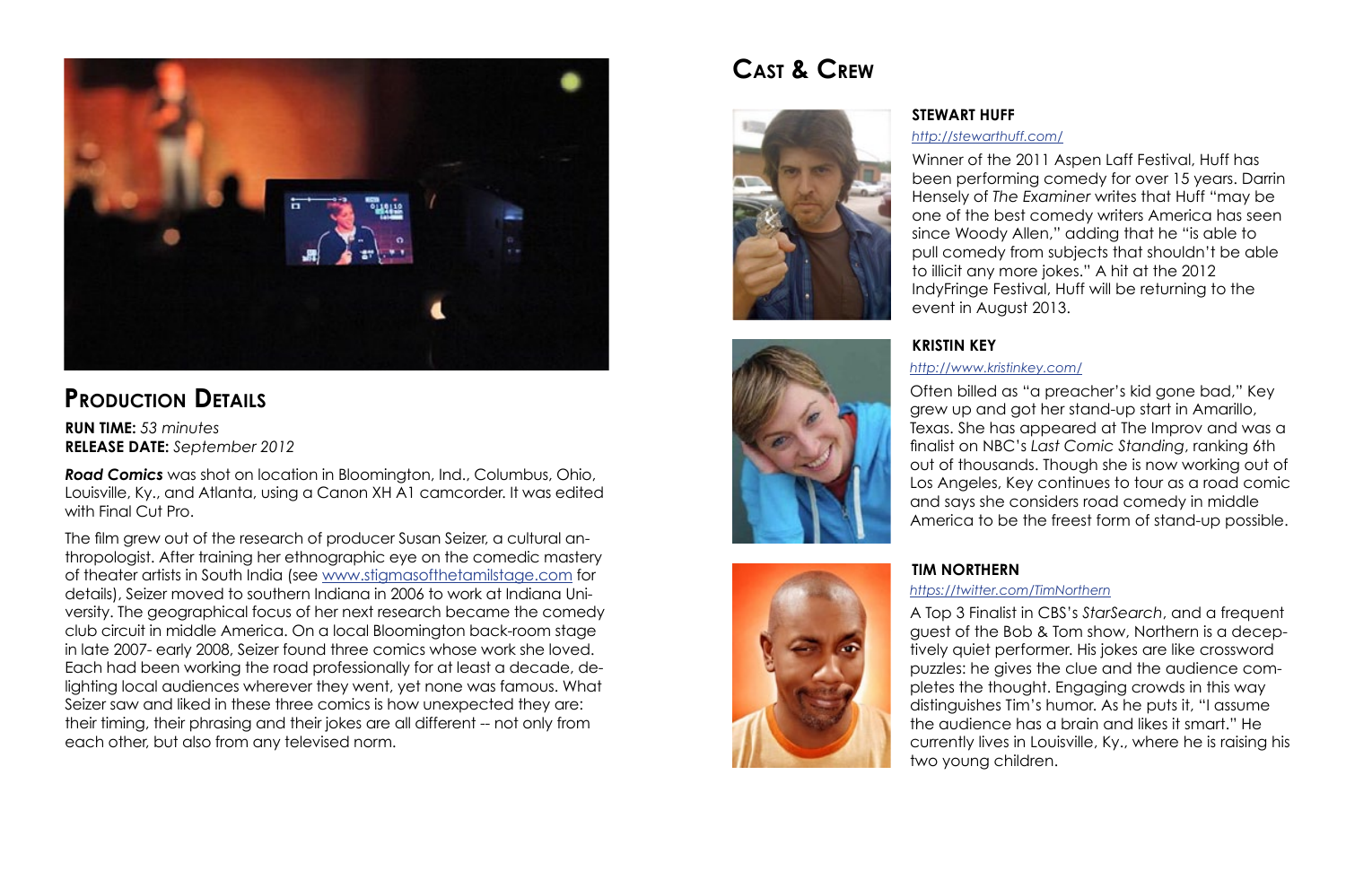## Production Details

**RUN TIME:** *53 minutes*
**RELEASE DATE:** *September 2012*

***Road Comics*** was shot on location in Bloomington, Ind., Columbus, Ohio, Louisville, Ky., and Atlanta, using a Canon XH A1 camcorder. It was edited with Final Cut Pro.

The film grew out of the research of producer Susan Seizer, a cultural anthropologist. After training her ethnographic eye on the comedic mastery of theater artists in South India (see [www.stigmasofthetamilstage.com](http://www.stigmasofthetamilstage.com) for details), Seizer moved to southern Indiana in 2006 to work at Indiana University. The geographical focus of her next research became the comedy club circuit in middle America. On a local Bloomington back-room stage in late 2007- early 2008, Seizer found three comics whose work she loved. Each had been working the road professionally for at least a decade, delighting local audiences wherever they went, yet none was famous. What Seizer saw and liked in these three comics is how unexpected they are: their timing, their phrasing and their jokes are all different -- not only from each other, but also from any televised norm.

## Cast & Crew

### STEWART HUFF

*[http://stewarthuff.com/](http://stewarthuff.com/)*

Winner of the 2011 Aspen Laff Festival, Huff has been performing comedy for over 15 years. Darrin Hensely of *The Examiner* writes that Huff "may be one of the best comedy writers America has seen since Woody Allen," adding that he "is able to pull comedy from subjects that shouldn't be able to illicit any more jokes." A hit at the 2012 IndyFringe Festival, Huff will be returning to the event in August 2013.

### KRISTIN KEY

*[http://www.kristinkey.com/](http://www.kristinkey.com/)*

Often billed as "a preacher's kid gone bad," Key grew up and got her stand-up start in Amarillo, Texas. She has appeared at The Improv and was a finalist on NBC's *Last Comic Standing*, ranking 6th out of thousands. Though she is now working out of Los Angeles, Key continues to tour as a road comic and says she considers road comedy in middle America to be the freest form of stand-up possible.

### TIM NORTHERN

*[https://twitter.com/TimNorthern](https://twitter.com/TimNorthern)*

A Top 3 Finalist in CBS's *StarSearch*, and a frequent guest of the Bob & Tom show, Northern is a deceptively quiet performer. His jokes are like crossword puzzles: he gives the clue and the audience completes the thought. Engaging crowds in this way distinguishes Tim's humor. As he puts it, "I assume the audience has a brain and likes it smart." He currently lives in Louisville, Ky., where he is raising his two young children.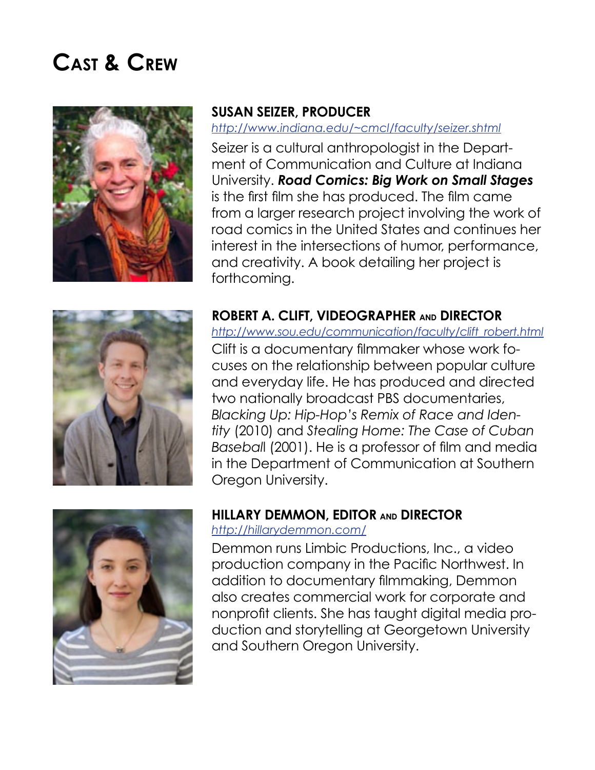# Cast & Crew

## SUSAN SEIZER, PRODUCER

http://www.indiana.edu/~cmcl/faculty/seizer.shtml

Seizer is a cultural anthropologist in the Department of Communication and Culture at Indiana University. ***Road Comics: Big Work on Small Stages*** is the first film she has produced. The film came from a larger research project involving the work of road comics in the United States and continues her interest in the intersections of humor, performance, and creativity. A book detailing her project is forthcoming.

## ROBERT A. CLIFT, VIDEOGRAPHER AND DIRECTOR

http://www.sou.edu/communication/faculty/clift_robert.html

Clift is a documentary filmmaker whose work focuses on the relationship between popular culture and everyday life. He has produced and directed two nationally broadcast PBS documentaries, *Blacking Up: Hip-Hop's Remix of Race and Identity* (2010) and *Stealing Home: The Case of Cuban Baseball* (2001). He is a professor of film and media in the Department of Communication at Southern Oregon University.

## HILLARY DEMMON, EDITOR AND DIRECTOR

http://hillarydemmon.com/

Demmon runs Limbic Productions, Inc., a video production company in the Pacific Northwest. In addition to documentary filmmaking, Demmon also creates commercial work for corporate and nonprofit clients. She has taught digital media production and storytelling at Georgetown University and Southern Oregon University.